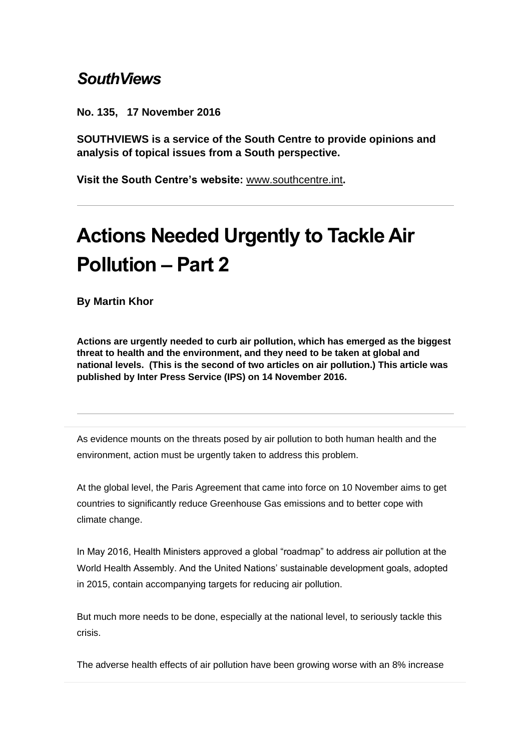*SouthViews*

**No. 135, 17 November 2016**

**SOUTHVIEWS is a service of the South Centre to provide opinions and analysis of topical issues from a South perspective.**

**Visit the South Centre's website:** www.southcentre.int**.**

---

# Actions Needed Urgently to Tackle Air Pollution – Part 2

**By Martin Khor**

**Actions are urgently needed to curb air pollution, which has emerged as the biggest threat to health and the environment, and they need to be taken at global and national levels. (This is the second of two articles on air pollution.) This article was published by Inter Press Service (IPS) on 14 November 2016.**

---

As evidence mounts on the threats posed by air pollution to both human health and the environment, action must be urgently taken to address this problem.

At the global level, the Paris Agreement that came into force on 10 November aims to get countries to significantly reduce Greenhouse Gas emissions and to better cope with climate change.

In May 2016, Health Ministers approved a global "roadmap" to address air pollution at the World Health Assembly. And the United Nations' sustainable development goals, adopted in 2015, contain accompanying targets for reducing air pollution.

But much more needs to be done, especially at the national level, to seriously tackle this crisis.

The adverse health effects of air pollution have been growing worse with an 8% increase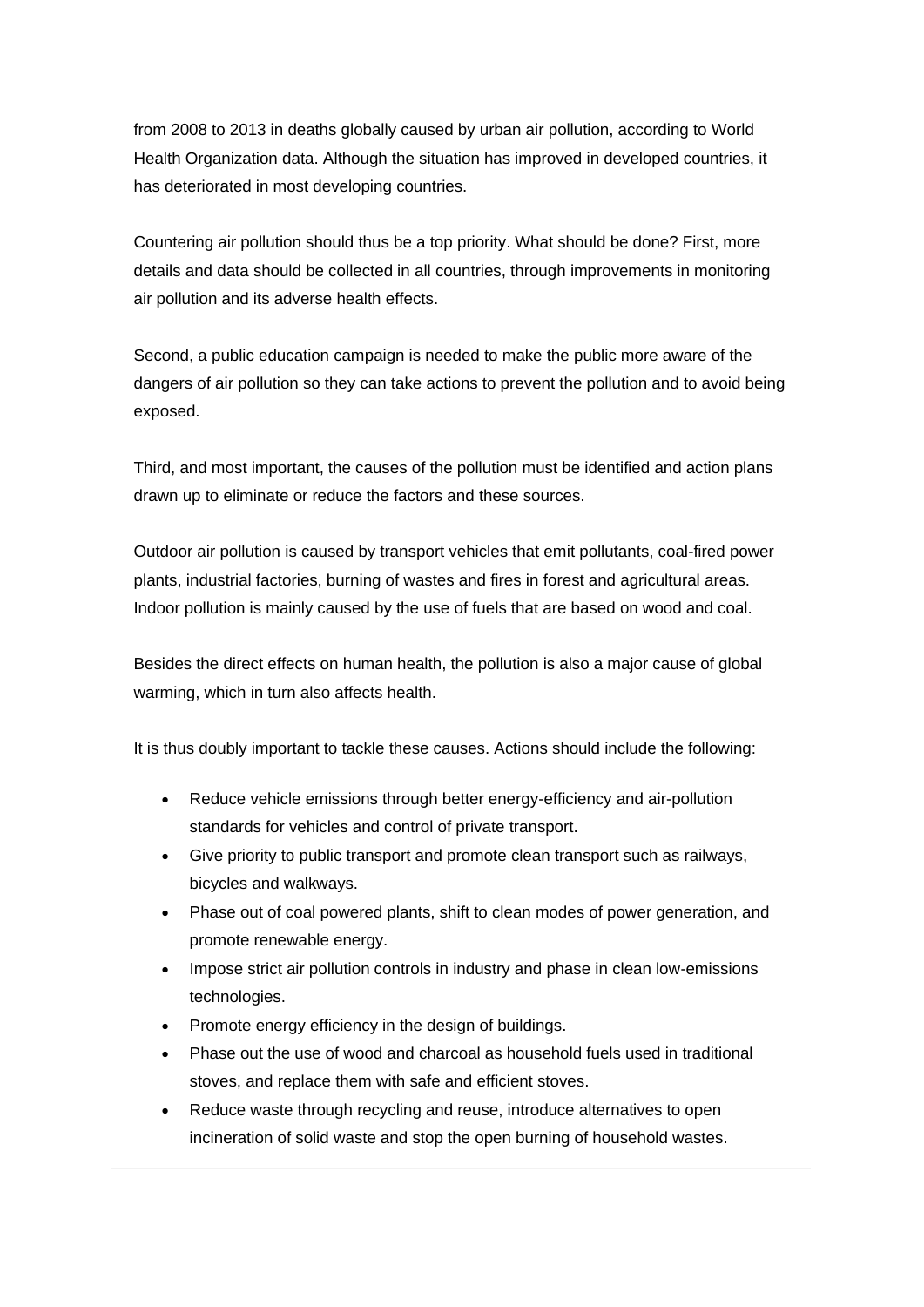from 2008 to 2013 in deaths globally caused by urban air pollution, according to World Health Organization data. Although the situation has improved in developed countries, it has deteriorated in most developing countries.

Countering air pollution should thus be a top priority. What should be done? First, more details and data should be collected in all countries, through improvements in monitoring air pollution and its adverse health effects.

Second, a public education campaign is needed to make the public more aware of the dangers of air pollution so they can take actions to prevent the pollution and to avoid being exposed.

Third, and most important, the causes of the pollution must be identified and action plans drawn up to eliminate or reduce the factors and these sources.

Outdoor air pollution is caused by transport vehicles that emit pollutants, coal-fired power plants, industrial factories, burning of wastes and fires in forest and agricultural areas. Indoor pollution is mainly caused by the use of fuels that are based on wood and coal.

Besides the direct effects on human health, the pollution is also a major cause of global warming, which in turn also affects health.

It is thus doubly important to tackle these causes. Actions should include the following:

- Reduce vehicle emissions through better energy-efficiency and air-pollution standards for vehicles and control of private transport.
- Give priority to public transport and promote clean transport such as railways, bicycles and walkways.
- Phase out of coal powered plants, shift to clean modes of power generation, and promote renewable energy.
- Impose strict air pollution controls in industry and phase in clean low-emissions technologies.
- Promote energy efficiency in the design of buildings.
- Phase out the use of wood and charcoal as household fuels used in traditional stoves, and replace them with safe and efficient stoves.
- Reduce waste through recycling and reuse, introduce alternatives to open incineration of solid waste and stop the open burning of household wastes.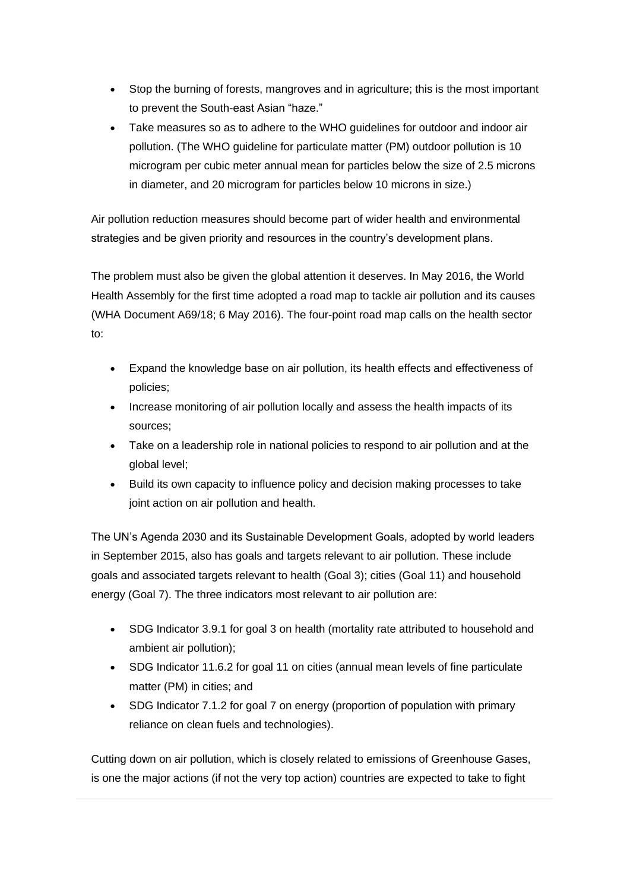- Stop the burning of forests, mangroves and in agriculture; this is the most important to prevent the South-east Asian "haze."
- Take measures so as to adhere to the WHO guidelines for outdoor and indoor air pollution. (The WHO guideline for particulate matter (PM) outdoor pollution is 10 microgram per cubic meter annual mean for particles below the size of 2.5 microns in diameter, and 20 microgram for particles below 10 microns in size.)

Air pollution reduction measures should become part of wider health and environmental strategies and be given priority and resources in the country's development plans.

The problem must also be given the global attention it deserves. In May 2016, the World Health Assembly for the first time adopted a road map to tackle air pollution and its causes (WHA Document A69/18; 6 May 2016). The four-point road map calls on the health sector to:

- Expand the knowledge base on air pollution, its health effects and effectiveness of policies;
- Increase monitoring of air pollution locally and assess the health impacts of its sources;
- Take on a leadership role in national policies to respond to air pollution and at the global level;
- Build its own capacity to influence policy and decision making processes to take joint action on air pollution and health.

The UN's Agenda 2030 and its Sustainable Development Goals, adopted by world leaders in September 2015, also has goals and targets relevant to air pollution. These include goals and associated targets relevant to health (Goal 3); cities (Goal 11) and household energy (Goal 7). The three indicators most relevant to air pollution are:

- SDG Indicator 3.9.1 for goal 3 on health (mortality rate attributed to household and ambient air pollution);
- SDG Indicator 11.6.2 for goal 11 on cities (annual mean levels of fine particulate matter (PM) in cities; and
- SDG Indicator 7.1.2 for goal 7 on energy (proportion of population with primary reliance on clean fuels and technologies).

Cutting down on air pollution, which is closely related to emissions of Greenhouse Gases, is one the major actions (if not the very top action) countries are expected to take to fight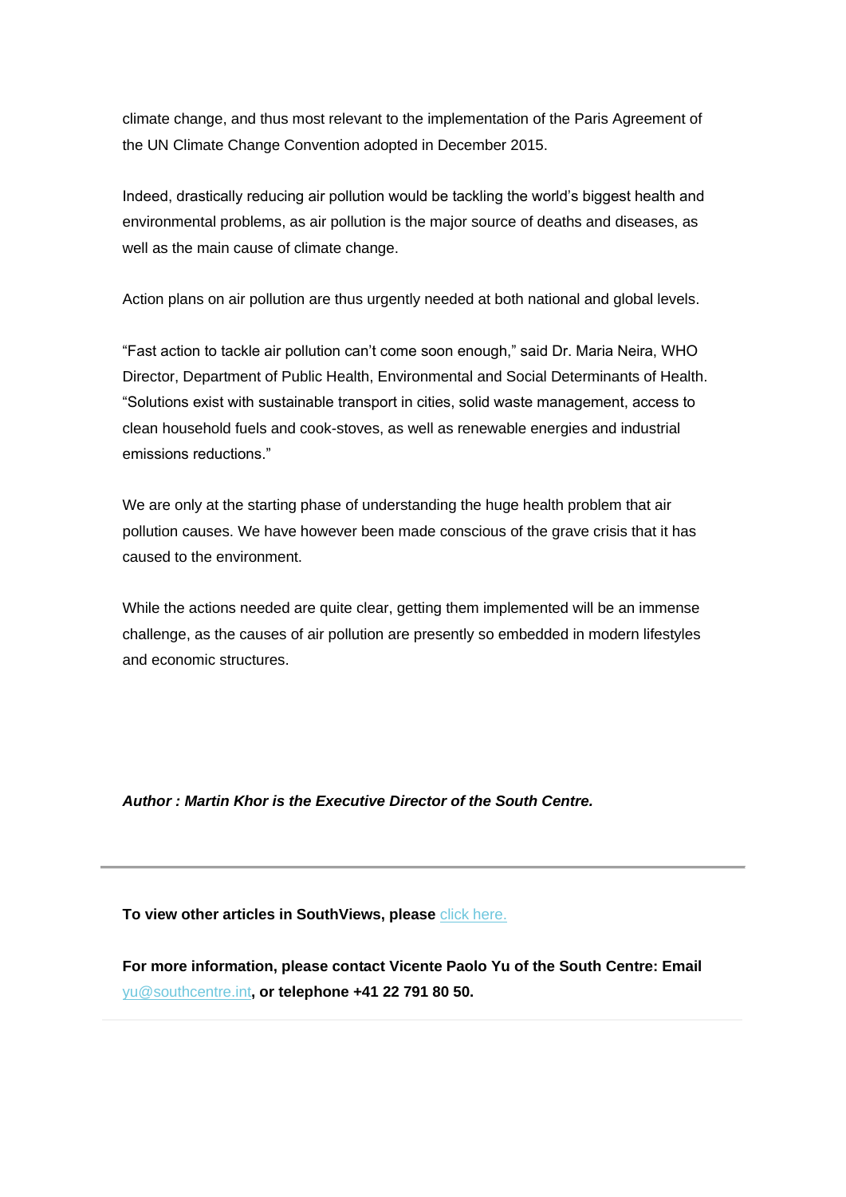climate change, and thus most relevant to the implementation of the Paris Agreement of the UN Climate Change Convention adopted in December 2015.

Indeed, drastically reducing air pollution would be tackling the world's biggest health and environmental problems, as air pollution is the major source of deaths and diseases, as well as the main cause of climate change.

Action plans on air pollution are thus urgently needed at both national and global levels.

"Fast action to tackle air pollution can't come soon enough," said Dr. Maria Neira, WHO Director, Department of Public Health, Environmental and Social Determinants of Health. "Solutions exist with sustainable transport in cities, solid waste management, access to clean household fuels and cook-stoves, as well as renewable energies and industrial emissions reductions."

We are only at the starting phase of understanding the huge health problem that air pollution causes. We have however been made conscious of the grave crisis that it has caused to the environment.

While the actions needed are quite clear, getting them implemented will be an immense challenge, as the causes of air pollution are presently so embedded in modern lifestyles and economic structures.

***Author : Martin Khor is the Executive Director of the South Centre.***

---

**To view other articles in SouthViews, please** click here.

**For more information, please contact Vicente Paolo Yu of the South Centre: Email** yu@southcentre.int**, or telephone +41 22 791 80 50.**